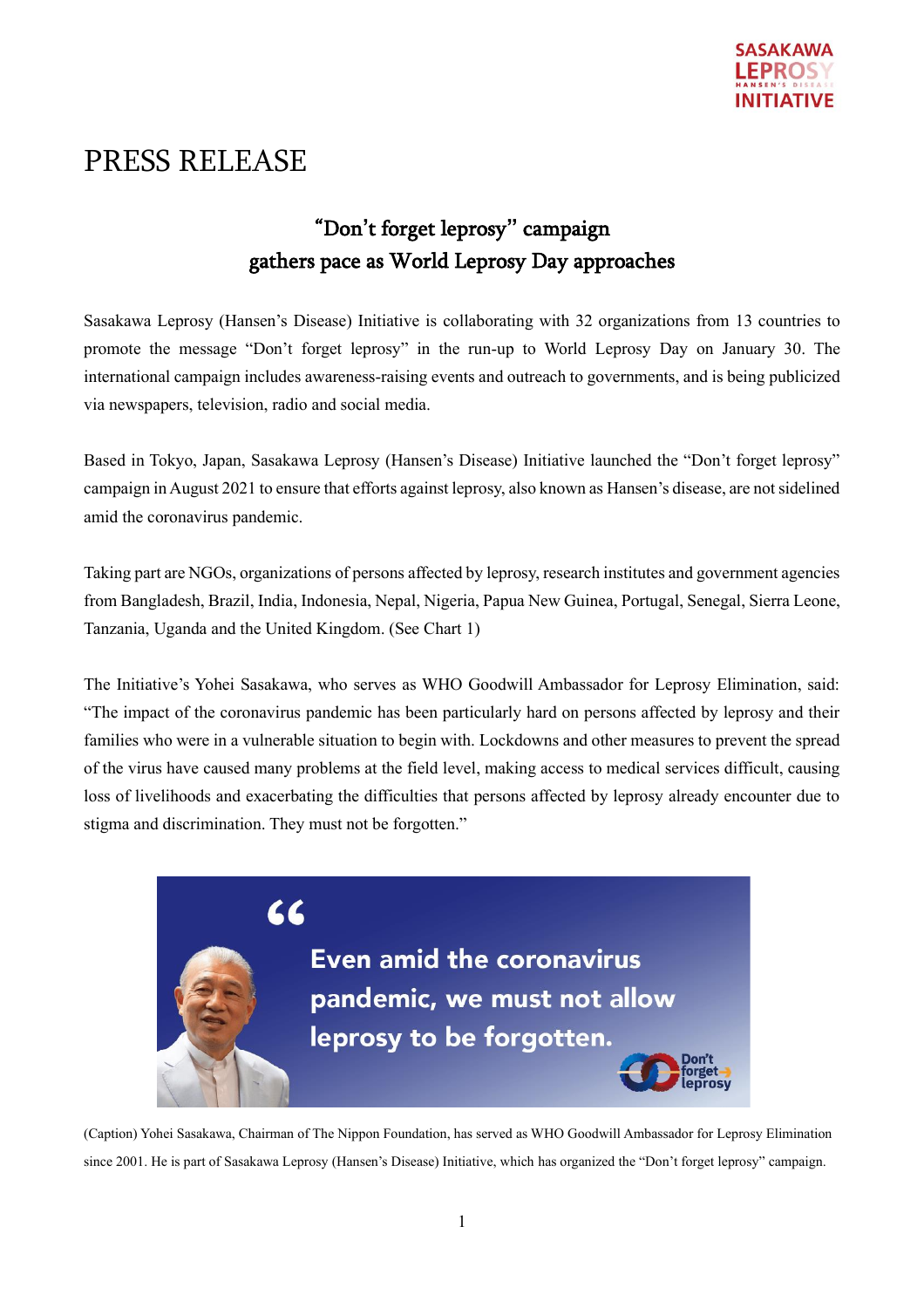# PRESS RELEASE

## "Don't forget leprosy" campaign gathers pace as World Leprosy Day approaches

Sasakawa Leprosy (Hansen's Disease) Initiative is collaborating with 32 organizations from 13 countries to promote the message "Don't forget leprosy" in the run-up to World Leprosy Day on January 30. The international campaign includes awareness-raising events and outreach to governments, and is being publicized via newspapers, television, radio and social media.

Based in Tokyo, Japan, Sasakawa Leprosy (Hansen's Disease) Initiative launched the "Don't forget leprosy" campaign in August 2021 to ensure that efforts against leprosy, also known as Hansen's disease, are not sidelined amid the coronavirus pandemic.

Taking part are NGOs, organizations of persons affected by leprosy, research institutes and government agencies from Bangladesh, Brazil, India, Indonesia, Nepal, Nigeria, Papua New Guinea, Portugal, Senegal, Sierra Leone, Tanzania, Uganda and the United Kingdom. (See Chart 1)

The Initiative's Yohei Sasakawa, who serves as WHO Goodwill Ambassador for Leprosy Elimination, said: "The impact of the coronavirus pandemic has been particularly hard on persons affected by leprosy and their families who were in a vulnerable situation to begin with. Lockdowns and other measures to prevent the spread of the virus have caused many problems at the field level, making access to medical services difficult, causing loss of livelihoods and exacerbating the difficulties that persons affected by leprosy already encounter due to stigma and discrimination. They must not be forgotten."

"Even amid the coronavirus pandemic, we must not allow leprosy to be forgotten."

(Caption) Yohei Sasakawa, Chairman of The Nippon Foundation, has served as WHO Goodwill Ambassador for Leprosy Elimination since 2001. He is part of Sasakawa Leprosy (Hansen's Disease) Initiative, which has organized the "Don't forget leprosy" campaign.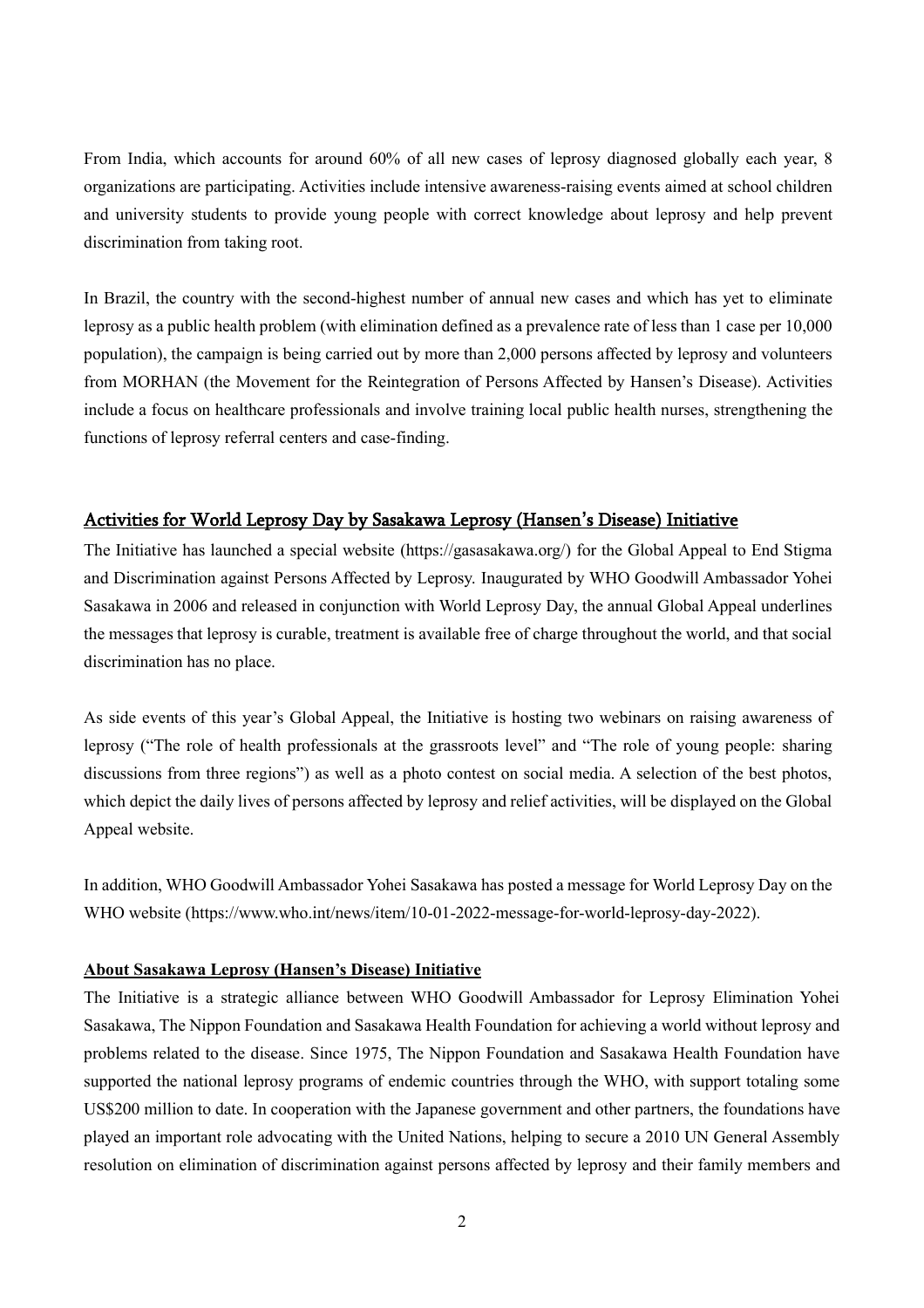From India, which accounts for around 60% of all new cases of leprosy diagnosed globally each year, 8 organizations are participating. Activities include intensive awareness-raising events aimed at school children and university students to provide young people with correct knowledge about leprosy and help prevent discrimination from taking root.

In Brazil, the country with the second-highest number of annual new cases and which has yet to eliminate leprosy as a public health problem (with elimination defined as a prevalence rate of less than 1 case per 10,000 population), the campaign is being carried out by more than 2,000 persons affected by leprosy and volunteers from MORHAN (the Movement for the Reintegration of Persons Affected by Hansen's Disease). Activities include a focus on healthcare professionals and involve training local public health nurses, strengthening the functions of leprosy referral centers and case-finding.

## Activities for World Leprosy Day by Sasakawa Leprosy (Hansen's Disease) Initiative

The Initiative has launched a special website (https://gasasakawa.org/) for the Global Appeal to End Stigma and Discrimination against Persons Affected by Leprosy. Inaugurated by WHO Goodwill Ambassador Yohei Sasakawa in 2006 and released in conjunction with World Leprosy Day, the annual Global Appeal underlines the messages that leprosy is curable, treatment is available free of charge throughout the world, and that social discrimination has no place.

As side events of this year's Global Appeal, the Initiative is hosting two webinars on raising awareness of leprosy ("The role of health professionals at the grassroots level" and "The role of young people: sharing discussions from three regions") as well as a photo contest on social media. A selection of the best photos, which depict the daily lives of persons affected by leprosy and relief activities, will be displayed on the Global Appeal website.

In addition, WHO Goodwill Ambassador Yohei Sasakawa has posted a message for World Leprosy Day on the WHO website (https://www.who.int/news/item/10-01-2022-message-for-world-leprosy-day-2022).

### About Sasakawa Leprosy (Hansen's Disease) Initiative

The Initiative is a strategic alliance between WHO Goodwill Ambassador for Leprosy Elimination Yohei Sasakawa, The Nippon Foundation and Sasakawa Health Foundation for achieving a world without leprosy and problems related to the disease. Since 1975, The Nippon Foundation and Sasakawa Health Foundation have supported the national leprosy programs of endemic countries through the WHO, with support totaling some US$200 million to date. In cooperation with the Japanese government and other partners, the foundations have played an important role advocating with the United Nations, helping to secure a 2010 UN General Assembly resolution on elimination of discrimination against persons affected by leprosy and their family members and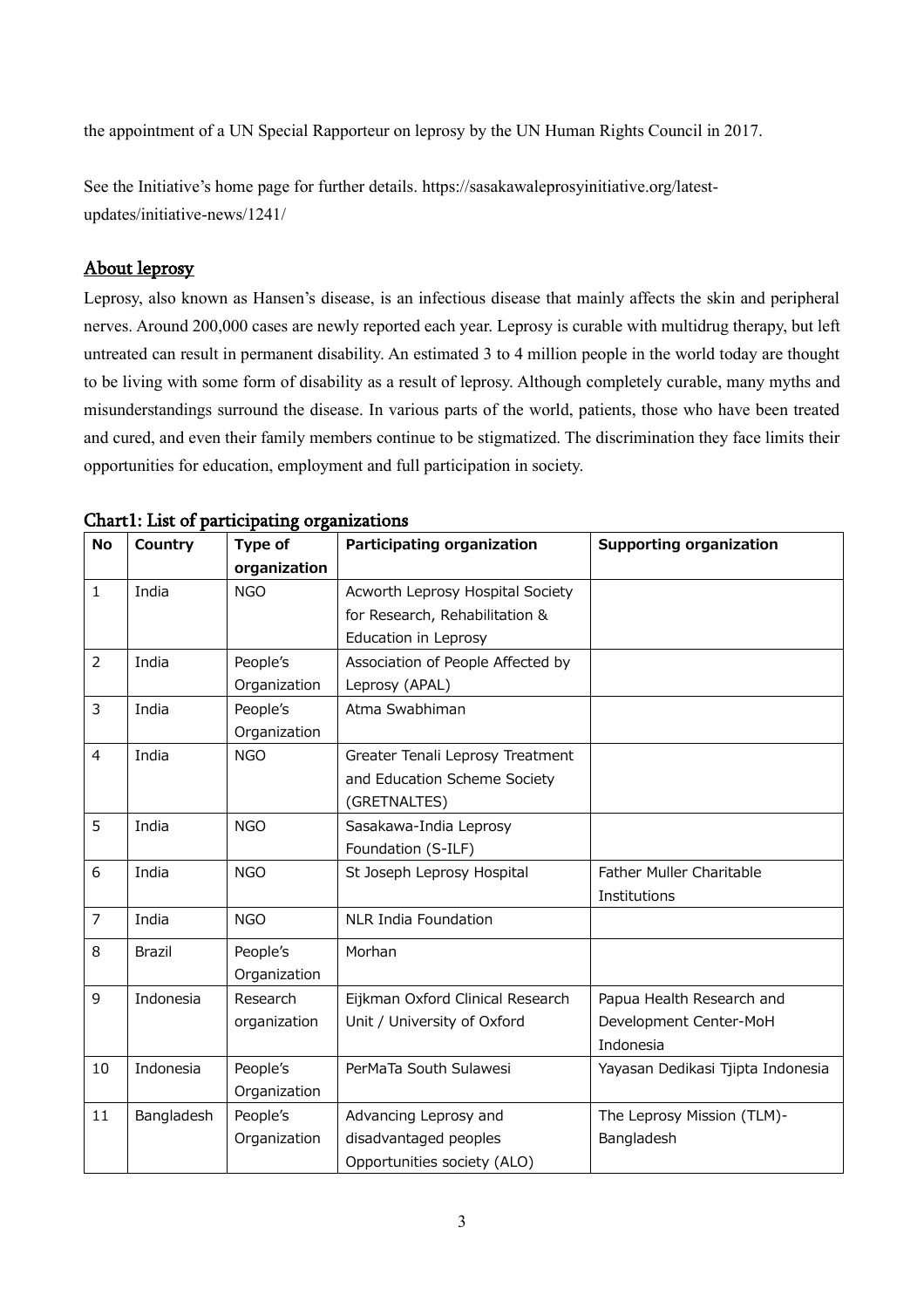the appointment of a UN Special Rapporteur on leprosy by the UN Human Rights Council in 2017.

See the Initiative's home page for further details. https://sasakawaleprosyinitiative.org/latest-updates/initiative-news/1241/

## About leprosy

Leprosy, also known as Hansen's disease, is an infectious disease that mainly affects the skin and peripheral nerves. Around 200,000 cases are newly reported each year. Leprosy is curable with multidrug therapy, but left untreated can result in permanent disability. An estimated 3 to 4 million people in the world today are thought to be living with some form of disability as a result of leprosy. Although completely curable, many myths and misunderstandings surround the disease. In various parts of the world, patients, those who have been treated and cured, and even their family members continue to be stigmatized. The discrimination they face limits their opportunities for education, employment and full participation in society.

## Chart1: List of participating organizations

| No | Country | Type of organization | Participating organization | Supporting organization |
|---|---|---|---|---|
| 1 | India | NGO | Acworth Leprosy Hospital Society for Research, Rehabilitation & Education in Leprosy | |
| 2 | India | People's Organization | Association of People Affected by Leprosy (APAL) | |
| 3 | India | People's Organization | Atma Swabhiman | |
| 4 | India | NGO | Greater Tenali Leprosy Treatment and Education Scheme Society (GRETNALTES) | |
| 5 | India | NGO | Sasakawa-India Leprosy Foundation (S-ILF) | |
| 6 | India | NGO | St Joseph Leprosy Hospital | Father Muller Charitable Institutions |
| 7 | India | NGO | NLR India Foundation | |
| 8 | Brazil | People's Organization | Morhan | |
| 9 | Indonesia | Research organization | Eijkman Oxford Clinical Research Unit / University of Oxford | Papua Health Research and Development Center-MoH Indonesia |
| 10 | Indonesia | People's Organization | PerMaTa South Sulawesi | Yayasan Dedikasi Tjipta Indonesia |
| 11 | Bangladesh | People's Organization | Advancing Leprosy and disadvantaged peoples Opportunities society (ALO) | The Leprosy Mission (TLM)-Bangladesh |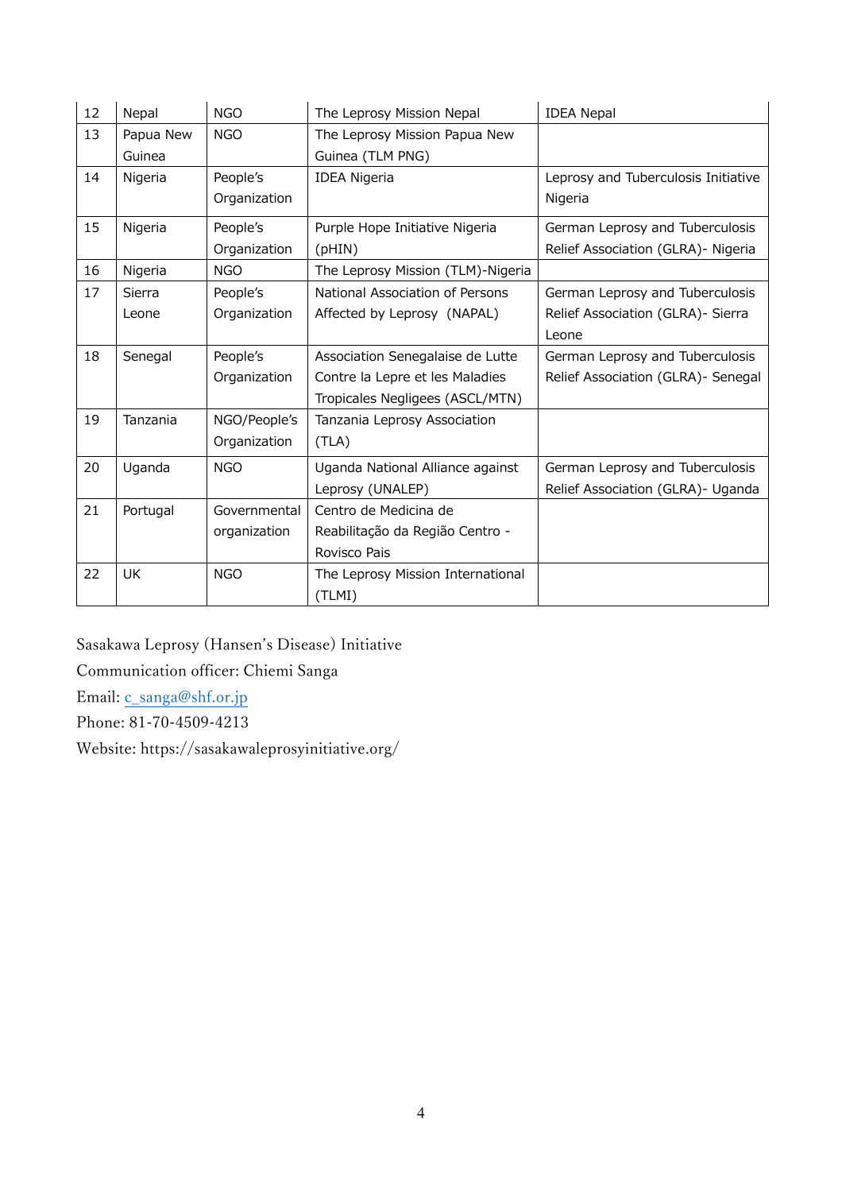| | | | | |
|---|---|---|---|---|
| 12 | Nepal | NGO | The Leprosy Mission Nepal | IDEA Nepal |
| 13 | Papua New Guinea | NGO | The Leprosy Mission Papua New Guinea (TLM PNG) | |
| 14 | Nigeria | People's Organization | IDEA Nigeria | Leprosy and Tuberculosis Initiative Nigeria |
| 15 | Nigeria | People's Organization | Purple Hope Initiative Nigeria (pHIN) | German Leprosy and Tuberculosis Relief Association (GLRA)- Nigeria |
| 16 | Nigeria | NGO | The Leprosy Mission (TLM)-Nigeria | |
| 17 | Sierra Leone | People's Organization | National Association of Persons Affected by Leprosy (NAPAL) | German Leprosy and Tuberculosis Relief Association (GLRA)- Sierra Leone |
| 18 | Senegal | People's Organization | Association Senegalaise de Lutte Contre la Lepre et les Maladies Tropicales Negligees (ASCL/MTN) | German Leprosy and Tuberculosis Relief Association (GLRA)- Senegal |
| 19 | Tanzania | NGO/People's Organization | Tanzania Leprosy Association (TLA) | |
| 20 | Uganda | NGO | Uganda National Alliance against Leprosy (UNALEP) | German Leprosy and Tuberculosis Relief Association (GLRA)- Uganda |
| 21 | Portugal | Governmental organization | Centro de Medicina de Reabilitação da Região Centro - Rovisco Pais | |
| 22 | UK | NGO | The Leprosy Mission International (TLMI) | |

Sasakawa Leprosy (Hansen's Disease) Initiative
Communication officer: Chiemi Sanga
Email: c_sanga@shf.or.jp
Phone: 81-70-4509-4213
Website: https://sasakawaleprosyinitiative.org/